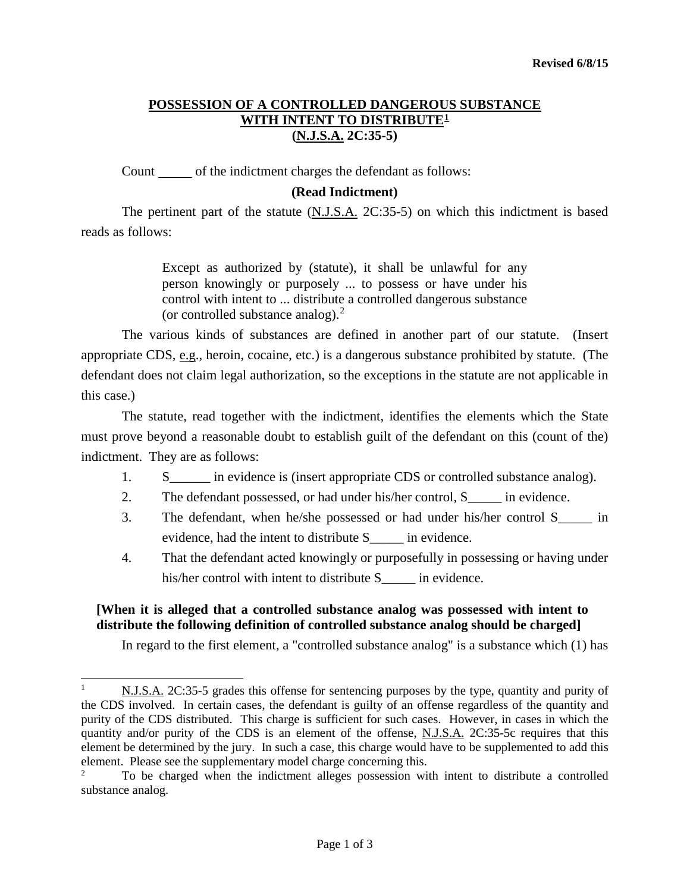Revised 6/8/15

# POSSESSION OF A CONTROLLED DANGEROUS SUBSTANCE WITH INTENT TO DISTRIBUTE[1] (N.J.S.A. 2C:35-5)

Count _____ of the indictment charges the defendant as follows:

**(Read Indictment)**

The pertinent part of the statute (N.J.S.A. 2C:35-5) on which this indictment is based reads as follows:

> Except as authorized by (statute), it shall be unlawful for any person knowingly or purposely ... to possess or have under his control with intent to ... distribute a controlled dangerous substance (or controlled substance analog).[2]

The various kinds of substances are defined in another part of our statute. (Insert appropriate CDS, e.g., heroin, cocaine, etc.) is a dangerous substance prohibited by statute. (The defendant does not claim legal authorization, so the exceptions in the statute are not applicable in this case.)

The statute, read together with the indictment, identifies the elements which the State must prove beyond a reasonable doubt to establish guilt of the defendant on this (count of the) indictment. They are as follows:

1. S______ in evidence is (insert appropriate CDS or controlled substance analog).
2. The defendant possessed, or had under his/her control, S_____ in evidence.
3. The defendant, when he/she possessed or had under his/her control S_____ in evidence, had the intent to distribute S_____ in evidence.
4. That the defendant acted knowingly or purposefully in possessing or having under his/her control with intent to distribute S_____ in evidence.

**[When it is alleged that a controlled substance analog was possessed with intent to distribute the following definition of controlled substance analog should be charged]**

In regard to the first element, a "controlled substance analog" is a substance which (1) has

---

[1] N.J.S.A. 2C:35-5 grades this offense for sentencing purposes by the type, quantity and purity of the CDS involved. In certain cases, the defendant is guilty of an offense regardless of the quantity and purity of the CDS distributed. This charge is sufficient for such cases. However, in cases in which the quantity and/or purity of the CDS is an element of the offense, N.J.S.A. 2C:35-5c requires that this element be determined by the jury. In such a case, this charge would have to be supplemented to add this element. Please see the supplementary model charge concerning this.

[2] To be charged when the indictment alleges possession with intent to distribute a controlled substance analog.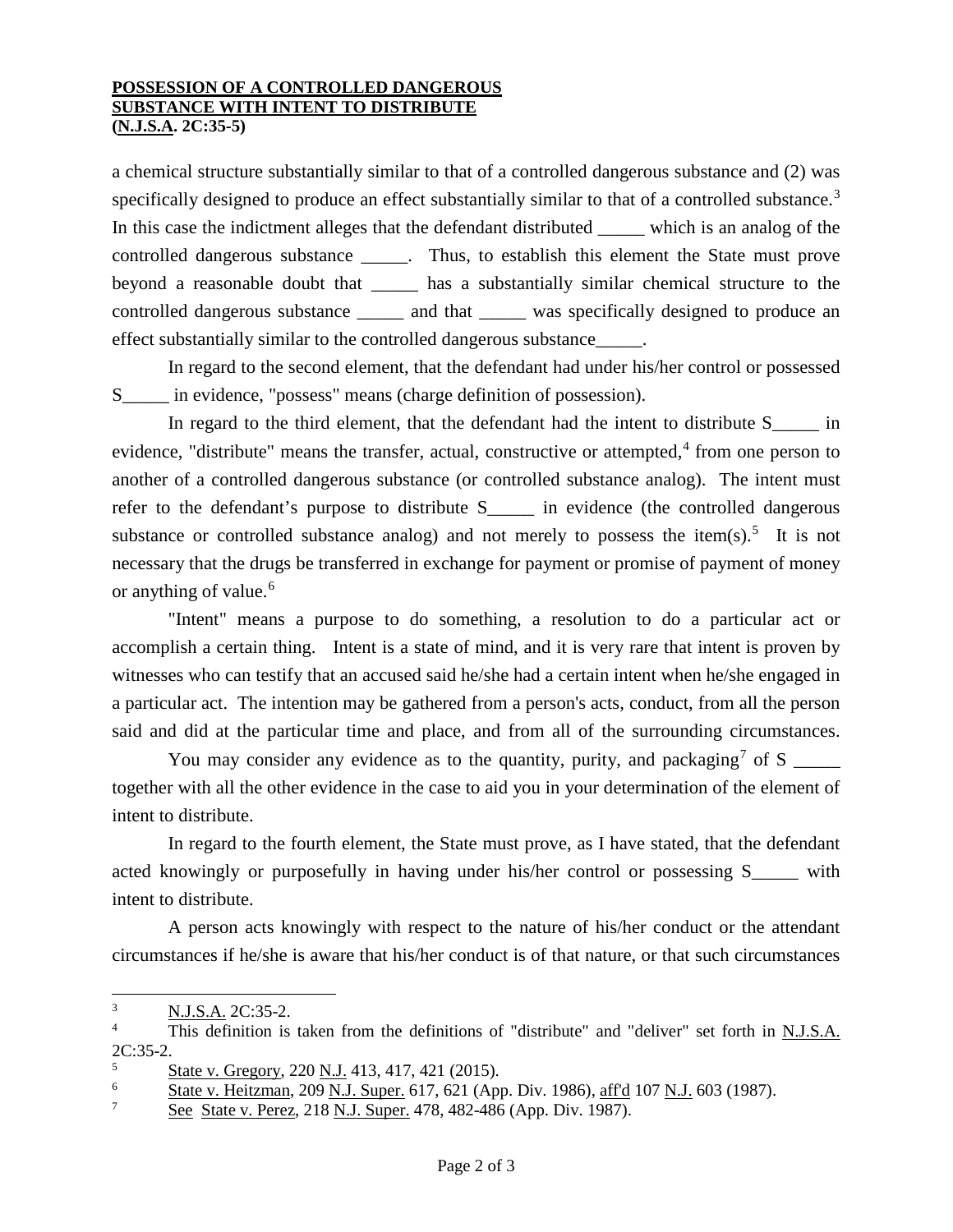a chemical structure substantially similar to that of a controlled dangerous substance and (2) was specifically designed to produce an effect substantially similar to that of a controlled substance.[3] In this case the indictment alleges that the defendant distributed _____ which is an analog of the controlled dangerous substance _____. Thus, to establish this element the State must prove beyond a reasonable doubt that _____ has a substantially similar chemical structure to the controlled dangerous substance _____ and that _____ was specifically designed to produce an effect substantially similar to the controlled dangerous substance_____.

In regard to the second element, that the defendant had under his/her control or possessed S_____ in evidence, "possess" means (charge definition of possession).

In regard to the third element, that the defendant had the intent to distribute S_____ in evidence, "distribute" means the transfer, actual, constructive or attempted,[4] from one person to another of a controlled dangerous substance (or controlled substance analog). The intent must refer to the defendant's purpose to distribute S_____ in evidence (the controlled dangerous substance or controlled substance analog) and not merely to possess the item(s).[5] It is not necessary that the drugs be transferred in exchange for payment or promise of payment of money or anything of value.[6]

"Intent" means a purpose to do something, a resolution to do a particular act or accomplish a certain thing. Intent is a state of mind, and it is very rare that intent is proven by witnesses who can testify that an accused said he/she had a certain intent when he/she engaged in a particular act. The intention may be gathered from a person's acts, conduct, from all the person said and did at the particular time and place, and from all of the surrounding circumstances.

You may consider any evidence as to the quantity, purity, and packaging[7] of S _____ together with all the other evidence in the case to aid you in your determination of the element of intent to distribute.

In regard to the fourth element, the State must prove, as I have stated, that the defendant acted knowingly or purposefully in having under his/her control or possessing S_____ with intent to distribute.

A person acts knowingly with respect to the nature of his/her conduct or the attendant circumstances if he/she is aware that his/her conduct is of that nature, or that such circumstances

---

[3] N.J.S.A. 2C:35-2.

[4] This definition is taken from the definitions of "distribute" and "deliver" set forth in N.J.S.A. 2C:35-2.

[5] State v. Gregory, 220 N.J. 413, 417, 421 (2015).

[6] State v. Heitzman, 209 N.J. Super. 617, 621 (App. Div. 1986), aff'd 107 N.J. 603 (1987).

[7] See State v. Perez, 218 N.J. Super. 478, 482-486 (App. Div. 1987).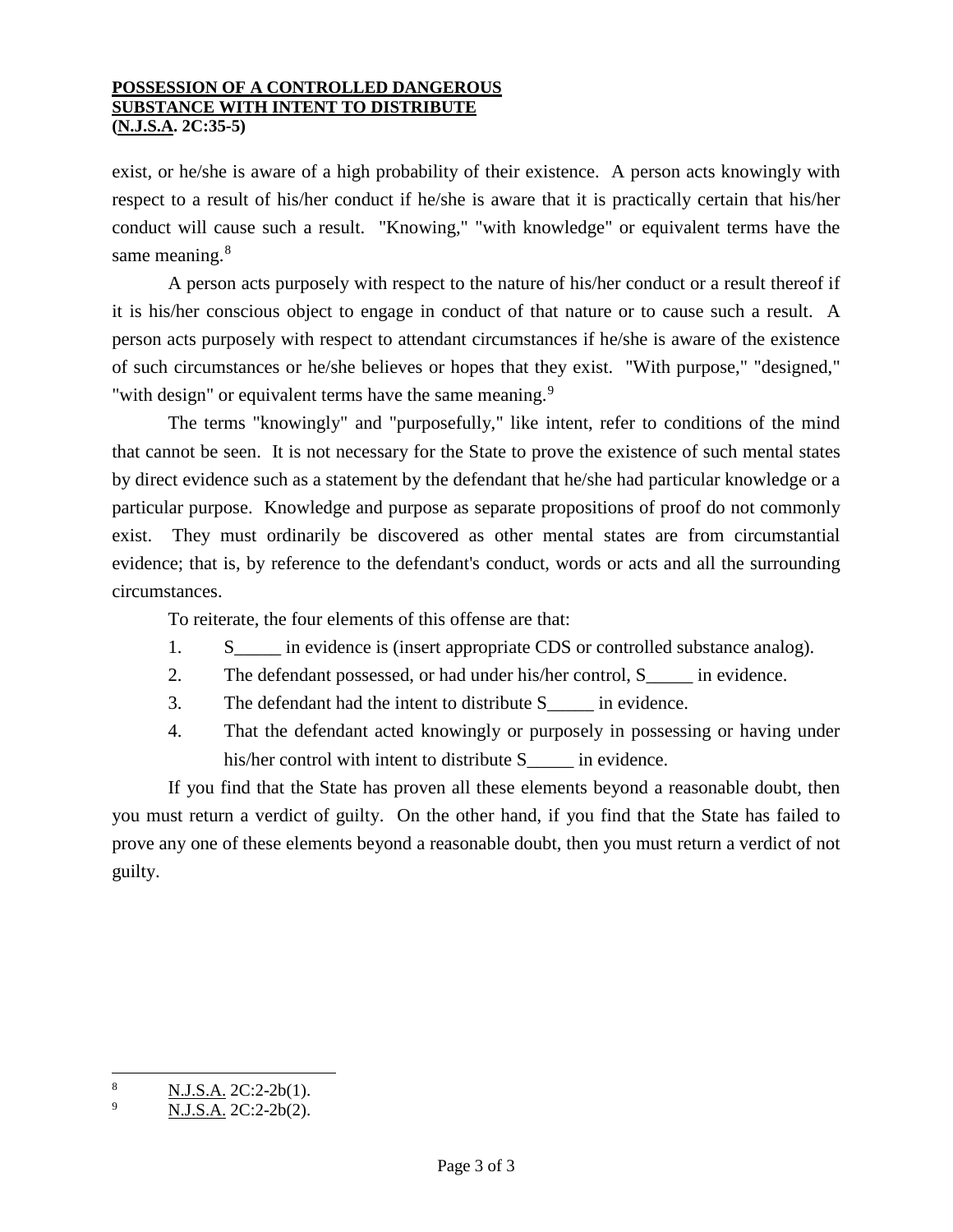exist, or he/she is aware of a high probability of their existence. A person acts knowingly with respect to a result of his/her conduct if he/she is aware that it is practically certain that his/her conduct will cause such a result. "Knowing," "with knowledge" or equivalent terms have the same meaning.[8]

A person acts purposely with respect to the nature of his/her conduct or a result thereof if it is his/her conscious object to engage in conduct of that nature or to cause such a result. A person acts purposely with respect to attendant circumstances if he/she is aware of the existence of such circumstances or he/she believes or hopes that they exist. "With purpose," "designed," "with design" or equivalent terms have the same meaning.[9]

The terms "knowingly" and "purposefully," like intent, refer to conditions of the mind that cannot be seen. It is not necessary for the State to prove the existence of such mental states by direct evidence such as a statement by the defendant that he/she had particular knowledge or a particular purpose. Knowledge and purpose as separate propositions of proof do not commonly exist. They must ordinarily be discovered as other mental states are from circumstantial evidence; that is, by reference to the defendant's conduct, words or acts and all the surrounding circumstances.

To reiterate, the four elements of this offense are that:

1. S_____ in evidence is (insert appropriate CDS or controlled substance analog).
2. The defendant possessed, or had under his/her control, S_____ in evidence.
3. The defendant had the intent to distribute S_____ in evidence.
4. That the defendant acted knowingly or purposely in possessing or having under his/her control with intent to distribute S_____ in evidence.

If you find that the State has proven all these elements beyond a reasonable doubt, then you must return a verdict of guilty. On the other hand, if you find that the State has failed to prove any one of these elements beyond a reasonable doubt, then you must return a verdict of not guilty.

---

[8] N.J.S.A. 2C:2-2b(1).

[9] N.J.S.A. 2C:2-2b(2).